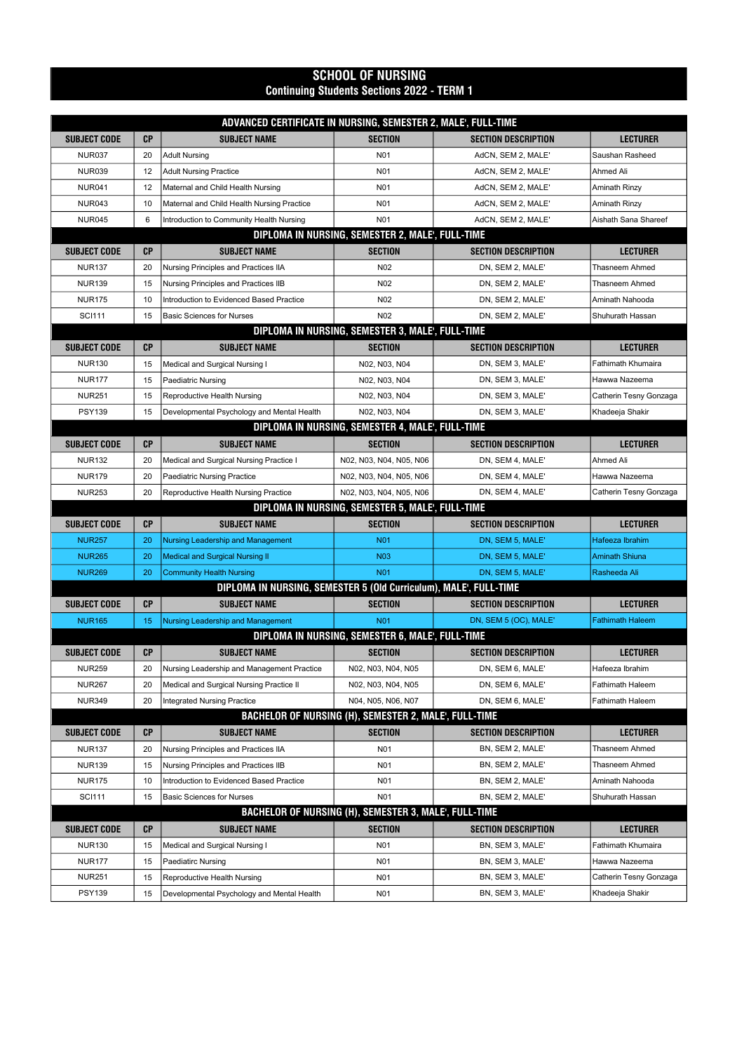# SCHOOL OF NURSING

## Continuing Students Sections 2022 - TERM 1

### ADVANCED CERTIFICATE IN NURSING, SEMESTER 2, MALE', FULL-TIME

| SUBJECT CODE | CP | SUBJECT NAME | SECTION | SECTION DESCRIPTION | LECTURER |
|---|---|---|---|---|---|
| NUR037 | 20 | Adult Nursing | N01 | AdCN, SEM 2, MALE' | Saushan Rasheed |
| NUR039 | 12 | Adult Nursing Practice | N01 | AdCN, SEM 2, MALE' | Ahmed Ali |
| NUR041 | 12 | Maternal and Child Health Nursing | N01 | AdCN, SEM 2, MALE' | Aminath Rinzy |
| NUR043 | 10 | Maternal and Child Health Nursing Practice | N01 | AdCN, SEM 2, MALE' | Aminath Rinzy |
| NUR045 | 6 | Introduction to Community Health Nursing | N01 | AdCN, SEM 2, MALE' | Aishath Sana Shareef |

### DIPLOMA IN NURSING, SEMESTER 2, MALE', FULL-TIME

| SUBJECT CODE | CP | SUBJECT NAME | SECTION | SECTION DESCRIPTION | LECTURER |
|---|---|---|---|---|---|
| NUR137 | 20 | Nursing Principles and Practices IIA | N02 | DN, SEM 2, MALE' | Thasneem Ahmed |
| NUR139 | 15 | Nursing Principles and Practices IIB | N02 | DN, SEM 2, MALE' | Thasneem Ahmed |
| NUR175 | 10 | Introduction to Evidenced Based Practice | N02 | DN, SEM 2, MALE' | Aminath Nahooda |
| SCI111 | 15 | Basic Sciences for Nurses | N02 | DN, SEM 2, MALE' | Shuhurath Hassan |

### DIPLOMA IN NURSING, SEMESTER 3, MALE', FULL-TIME

| SUBJECT CODE | CP | SUBJECT NAME | SECTION | SECTION DESCRIPTION | LECTURER |
|---|---|---|---|---|---|
| NUR130 | 15 | Medical and Surgical Nursing I | N02, N03, N04 | DN, SEM 3, MALE' | Fathimath Khumaira |
| NUR177 | 15 | Paediatric Nursing | N02, N03, N04 | DN, SEM 3, MALE' | Hawwa Nazeema |
| NUR251 | 15 | Reproductive Health Nursing | N02, N03, N04 | DN, SEM 3, MALE' | Catherin Tesny Gonzaga |
| PSY139 | 15 | Developmental Psychology and Mental Health | N02, N03, N04 | DN, SEM 3, MALE' | Khadeeja Shakir |

### DIPLOMA IN NURSING, SEMESTER 4, MALE', FULL-TIME

| SUBJECT CODE | CP | SUBJECT NAME | SECTION | SECTION DESCRIPTION | LECTURER |
|---|---|---|---|---|---|
| NUR132 | 20 | Medical and Surgical Nursing Practice I | N02, N03, N04, N05, N06 | DN, SEM 4, MALE' | Ahmed Ali |
| NUR179 | 20 | Paediatric Nursing Practice | N02, N03, N04, N05, N06 | DN, SEM 4, MALE' | Hawwa Nazeema |
| NUR253 | 20 | Reproductive Health Nursing Practice | N02, N03, N04, N05, N06 | DN, SEM 4, MALE' | Catherin Tesny Gonzaga |

### DIPLOMA IN NURSING, SEMESTER 5, MALE', FULL-TIME

| SUBJECT CODE | CP | SUBJECT NAME | SECTION | SECTION DESCRIPTION | LECTURER |
|---|---|---|---|---|---|
| NUR257 | 20 | Nursing Leadership and Management | N01 | DN, SEM 5, MALE' | Hafeeza Ibrahim |
| NUR265 | 20 | Medical and Surgical Nursing II | N03 | DN, SEM 5, MALE' | Aminath Shiuna |
| NUR269 | 20 | Community Health Nursing | N01 | DN, SEM 5, MALE' | Rasheeda Ali |

### DIPLOMA IN NURSING, SEMESTER 5 (Old Curriculum), MALE', FULL-TIME

| SUBJECT CODE | CP | SUBJECT NAME | SECTION | SECTION DESCRIPTION | LECTURER |
|---|---|---|---|---|---|
| NUR165 | 15 | Nursing Leadership and Management | N01 | DN, SEM 5 (OC), MALE' | Fathimath Haleem |

### DIPLOMA IN NURSING, SEMESTER 6, MALE', FULL-TIME

| SUBJECT CODE | CP | SUBJECT NAME | SECTION | SECTION DESCRIPTION | LECTURER |
|---|---|---|---|---|---|
| NUR259 | 20 | Nursing Leadership and Management Practice | N02, N03, N04, N05 | DN, SEM 6, MALE' | Hafeeza Ibrahim |
| NUR267 | 20 | Medical and Surgical Nursing Practice II | N02, N03, N04, N05 | DN, SEM 6, MALE' | Fathimath Haleem |
| NUR349 | 20 | Integrated Nursing Practice | N04, N05, N06, N07 | DN, SEM 6, MALE' | Fathimath Haleem |

### BACHELOR OF NURSING (H), SEMESTER 2, MALE', FULL-TIME

| SUBJECT CODE | CP | SUBJECT NAME | SECTION | SECTION DESCRIPTION | LECTURER |
|---|---|---|---|---|---|
| NUR137 | 20 | Nursing Principles and Practices IIA | N01 | BN, SEM 2, MALE' | Thasneem Ahmed |
| NUR139 | 15 | Nursing Principles and Practices IIB | N01 | BN, SEM 2, MALE' | Thasneem Ahmed |
| NUR175 | 10 | Introduction to Evidenced Based Practice | N01 | BN, SEM 2, MALE' | Aminath Nahooda |
| SCI111 | 15 | Basic Sciences for Nurses | N01 | BN, SEM 2, MALE' | Shuhurath Hassan |

### BACHELOR OF NURSING (H), SEMESTER 3, MALE', FULL-TIME

| SUBJECT CODE | CP | SUBJECT NAME | SECTION | SECTION DESCRIPTION | LECTURER |
|---|---|---|---|---|---|
| NUR130 | 15 | Medical and Surgical Nursing I | N01 | BN, SEM 3, MALE' | Fathimath Khumaira |
| NUR177 | 15 | Paediatirc Nursing | N01 | BN, SEM 3, MALE' | Hawwa Nazeema |
| NUR251 | 15 | Reproductive Health Nursing | N01 | BN, SEM 3, MALE' | Catherin Tesny Gonzaga |
| PSY139 | 15 | Developmental Psychology and Mental Health | N01 | BN, SEM 3, MALE' | Khadeeja Shakir |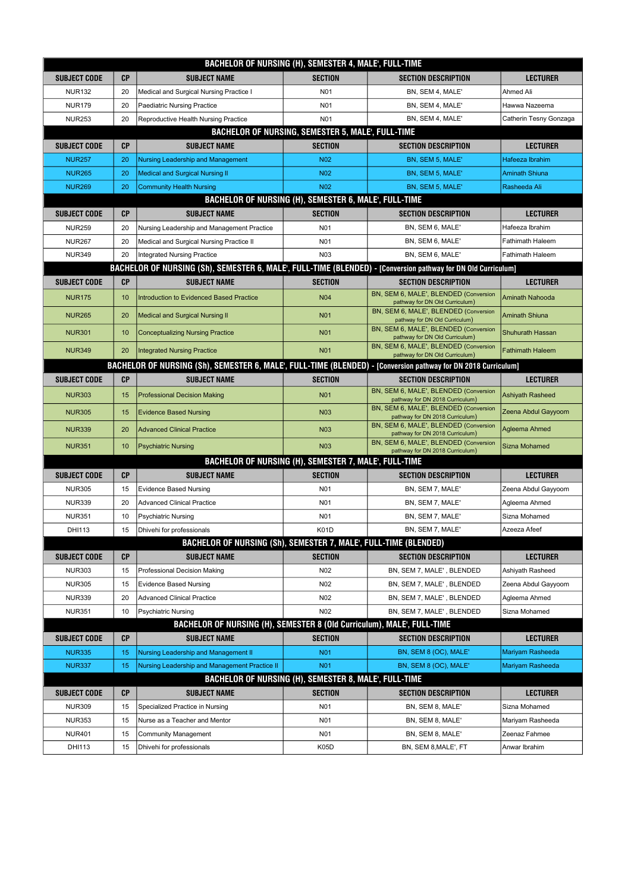| BACHELOR OF NURSING (H), SEMESTER 4, MALE', FULL-TIME | | | | | |
|---|---|---|---|---|---|
| SUBJECT CODE | CP | SUBJECT NAME | SECTION | SECTION DESCRIPTION | LECTURER |
| NUR132 | 20 | Medical and Surgical Nursing Practice I | N01 | BN, SEM 4, MALE' | Ahmed Ali |
| NUR179 | 20 | Paediatric Nursing Practice | N01 | BN, SEM 4, MALE' | Hawwa Nazeema |
| NUR253 | 20 | Reproductive Health Nursing Practice | N01 | BN, SEM 4, MALE' | Catherin Tesny Gonzaga |
| **BACHELOR OF NURSING, SEMESTER 5, MALE', FULL-TIME** | | | | | |
| SUBJECT CODE | CP | SUBJECT NAME | SECTION | SECTION DESCRIPTION | LECTURER |
| NUR257 | 20 | Nursing Leadership and Management | N02 | BN, SEM 5, MALE' | Hafeeza Ibrahim |
| NUR265 | 20 | Medical and Surgical Nursing II | N02 | BN, SEM 5, MALE' | Aminath Shiuna |
| NUR269 | 20 | Community Health Nursing | N02 | BN, SEM 5, MALE' | Rasheeda Ali |
| **BACHELOR OF NURSING (H), SEMESTER 6, MALE', FULL-TIME** | | | | | |
| SUBJECT CODE | CP | SUBJECT NAME | SECTION | SECTION DESCRIPTION | LECTURER |
| NUR259 | 20 | Nursing Leadership and Management Practice | N01 | BN, SEM 6, MALE' | Hafeeza Ibrahim |
| NUR267 | 20 | Medical and Surgical Nursing Practice II | N01 | BN, SEM 6, MALE' | Fathimath Haleem |
| NUR349 | 20 | Integrated Nursing Practice | N03 | BN, SEM 6, MALE' | Fathimath Haleem |
| **BACHELOR OF NURSING (Sh), SEMESTER 6, MALE', FULL-TIME (BLENDED) - [Conversion pathway for DN Old Curriculum]** | | | | | |
| SUBJECT CODE | CP | SUBJECT NAME | SECTION | SECTION DESCRIPTION | LECTURER |
| NUR175 | 10 | Introduction to Evidenced Based Practice | N04 | BN, SEM 6, MALE', BLENDED (Conversion pathway for DN Old Curriculum) | Aminath Nahooda |
| NUR265 | 20 | Medical and Surgical Nursing II | N01 | BN, SEM 6, MALE', BLENDED (Conversion pathway for DN Old Curriculum) | Aminath Shiuna |
| NUR301 | 10 | Conceptualizing Nursing Practice | N01 | BN, SEM 6, MALE', BLENDED (Conversion pathway for DN Old Curriculum) | Shuhurath Hassan |
| NUR349 | 20 | Integrated Nursing Practice | N01 | BN, SEM 6, MALE', BLENDED (Conversion pathway for DN Old Curriculum) | Fathimath Haleem |
| **BACHELOR OF NURSING (Sh), SEMESTER 6, MALE', FULL-TIME (BLENDED) - [Conversion pathway for DN 2018 Curriculum]** | | | | | |
| SUBJECT CODE | CP | SUBJECT NAME | SECTION | SECTION DESCRIPTION | LECTURER |
| NUR303 | 15 | Professional Decision Making | N01 | BN, SEM 6, MALE', BLENDED (Conversion pathway for DN 2018 Curriculum) | Ashiyath Rasheed |
| NUR305 | 15 | Evidence Based Nursing | N03 | BN, SEM 6, MALE', BLENDED (Conversion pathway for DN 2018 Curriculum) | Zeena Abdul Gayyoom |
| NUR339 | 20 | Advanced Clinical Practice | N03 | BN, SEM 6, MALE', BLENDED (Conversion pathway for DN 2018 Curriculum) | Agleema Ahmed |
| NUR351 | 10 | Psychiatric Nursing | N03 | BN, SEM 6, MALE', BLENDED (Conversion pathway for DN 2018 Curriculum) | Sizna Mohamed |
| **BACHELOR OF NURSING (H), SEMESTER 7, MALE', FULL-TIME** | | | | | |
| SUBJECT CODE | CP | SUBJECT NAME | SECTION | SECTION DESCRIPTION | LECTURER |
| NUR305 | 15 | Evidence Based Nursing | N01 | BN, SEM 7, MALE' | Zeena Abdul Gayyoom |
| NUR339 | 20 | Advanced Clinical Practice | N01 | BN, SEM 7, MALE' | Agleema Ahmed |
| NUR351 | 10 | Psychiatric Nursing | N01 | BN, SEM 7, MALE' | Sizna Mohamed |
| DHI113 | 15 | Dhivehi for professionals | K01D | BN, SEM 7, MALE' | Azeeza Afeef |
| **BACHELOR OF NURSING (Sh), SEMESTER 7, MALE', FULL-TIME (BLENDED)** | | | | | |
| SUBJECT CODE | CP | SUBJECT NAME | SECTION | SECTION DESCRIPTION | LECTURER |
| NUR303 | 15 | Professional Decision Making | N02 | BN, SEM 7, MALE' , BLENDED | Ashiyath Rasheed |
| NUR305 | 15 | Evidence Based Nursing | N02 | BN, SEM 7, MALE' , BLENDED | Zeena Abdul Gayyoom |
| NUR339 | 20 | Advanced Clinical Practice | N02 | BN, SEM 7, MALE' , BLENDED | Agleema Ahmed |
| NUR351 | 10 | Psychiatric Nursing | N02 | BN, SEM 7, MALE' , BLENDED | Sizna Mohamed |
| **BACHELOR OF NURSING (H), SEMESTER 8 (Old Curriculum), MALE', FULL-TIME** | | | | | |
| SUBJECT CODE | CP | SUBJECT NAME | SECTION | SECTION DESCRIPTION | LECTURER |
| NUR335 | 15 | Nursing Leadership and Management II | N01 | BN, SEM 8 (OC), MALE' | Mariyam Rasheeda |
| NUR337 | 15 | Nursing Leadership and Management Practice II | N01 | BN, SEM 8 (OC), MALE' | Mariyam Rasheeda |
| **BACHELOR OF NURSING (H), SEMESTER 8, MALE', FULL-TIME** | | | | | |
| SUBJECT CODE | CP | SUBJECT NAME | SECTION | SECTION DESCRIPTION | LECTURER |
| NUR309 | 15 | Specialized Practice in Nursing | N01 | BN, SEM 8, MALE' | Sizna Mohamed |
| NUR353 | 15 | Nurse as a Teacher and Mentor | N01 | BN, SEM 8, MALE' | Mariyam Rasheeda |
| NUR401 | 15 | Community Management | N01 | BN, SEM 8, MALE' | Zeenaz Fahmee |
| DHI113 | 15 | Dhivehi for professionals | K05D | BN, SEM 8,MALE', FT | Anwar Ibrahim |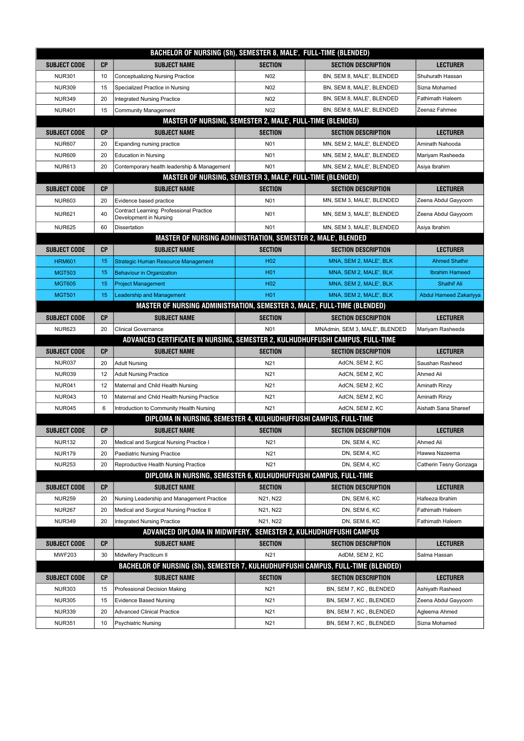| BACHELOR OF NURSING (Sh), SEMESTER 8, MALE', FULL-TIME (BLENDED) | | | | | |
|---|---|---|---|---|---|
| SUBJECT CODE | CP | SUBJECT NAME | SECTION | SECTION DESCRIPTION | LECTURER |
| NUR301 | 10 | Conceptualizing Nursing Practice | N02 | BN, SEM 8, MALE', BLENDED | Shuhurath Hassan |
| NUR309 | 15 | Specialized Practice in Nursing | N02 | BN, SEM 8, MALE', BLENDED | Sizna Mohamed |
| NUR349 | 20 | Integrated Nursing Practice | N02 | BN, SEM 8, MALE', BLENDED | Fathimath Haleem |
| NUR401 | 15 | Community Management | N02 | BN, SEM 8, MALE', BLENDED | Zeenaz Fahmee |

| MASTER OF NURSING, SEMESTER 2, MALE', FULL-TIME (BLENDED) | | | | | |
|---|---|---|---|---|---|
| SUBJECT CODE | CP | SUBJECT NAME | SECTION | SECTION DESCRIPTION | LECTURER |
| NUR607 | 20 | Expanding nursing practice | N01 | MN, SEM 2, MALE', BLENDED | Aminath Nahooda |
| NUR609 | 20 | Education in Nursing | N01 | MN, SEM 2, MALE', BLENDED | Mariyam Rasheeda |
| NUR613 | 20 | Contemporary health leadership & Management | N01 | MN, SEM 2, MALE', BLENDED | Asiya Ibrahim |

| MASTER OF NURSING, SEMESTER 3, MALE', FULL-TIME (BLENDED) | | | | | |
|---|---|---|---|---|---|
| SUBJECT CODE | CP | SUBJECT NAME | SECTION | SECTION DESCRIPTION | LECTURER |
| NUR603 | 20 | Evidence based practice | N01 | MN, SEM 3, MALE', BLENDED | Zeena Abdul Gayyoom |
| NUR621 | 40 | Contract Learning: Professional Practice Development in Nursing | N01 | MN, SEM 3, MALE', BLENDED | Zeena Abdul Gayyoom |
| NUR625 | 60 | Dissertation | N01 | MN, SEM 3, MALE', BLENDED | Asiya Ibrahim |

| MASTER OF NURSING ADMINISTRATION, SEMESTER 2, MALE', BLENDED | | | | | |
|---|---|---|---|---|---|
| SUBJECT CODE | CP | SUBJECT NAME | SECTION | SECTION DESCRIPTION | LECTURER |
| HRM601 | 15 | Strategic Human Resource Management | H02 | MNA, SEM 2, MALE', BLK | Ahmed Shathir |
| MGT503 | 15 | Behaviour in Organization | H01 | MNA, SEM 2, MALE', BLK | Ibrahim Hameed |
| MGT605 | 15 | Project Management | H02 | MNA, SEM 2, MALE', BLK | Shathif Ali |
| MGT501 | 15 | Leadership and Management | H01 | MNA, SEM 2, MALE', BLK | Abdul Hameed Zakariyya |

| MASTER OF NURSING ADMINISTRATION, SEMESTER 3, MALE', FULL-TIME (BLENDED) | | | | | |
|---|---|---|---|---|---|
| SUBJECT CODE | CP | SUBJECT NAME | SECTION | SECTION DESCRIPTION | LECTURER |
| NUR623 | 20 | Clinical Governance | N01 | MNAdmin, SEM 3, MALE', BLENDED | Mariyam Rasheeda |

| ADVANCED CERTIFICATE IN NURSING, SEMESTER 2, KULHUDHUFFUSHI CAMPUS, FULL-TIME | | | | | |
|---|---|---|---|---|---|
| SUBJECT CODE | CP | SUBJECT NAME | SECTION | SECTION DESCRIPTION | LECTURER |
| NUR037 | 20 | Adult Nursing | N21 | AdCN, SEM 2, KC | Saushan Rasheed |
| NUR039 | 12 | Adult Nursing Practice | N21 | AdCN, SEM 2, KC | Ahmed Ali |
| NUR041 | 12 | Maternal and Child Health Nursing | N21 | AdCN, SEM 2, KC | Aminath Rinzy |
| NUR043 | 10 | Maternal and Child Health Nursing Practice | N21 | AdCN, SEM 2, KC | Aminath Rinzy |
| NUR045 | 6 | Introduction to Community Health Nursing | N21 | AdCN, SEM 2, KC | Aishath Sana Shareef |

| DIPLOMA IN NURSING, SEMESTER 4, KULHUDHUFFUSHI CAMPUS, FULL-TIME | | | | | |
|---|---|---|---|---|---|
| SUBJECT CODE | CP | SUBJECT NAME | SECTION | SECTION DESCRIPTION | LECTURER |
| NUR132 | 20 | Medical and Surgical Nursing Practice I | N21 | DN, SEM 4, KC | Ahmed Ali |
| NUR179 | 20 | Paediatric Nursing Practice | N21 | DN, SEM 4, KC | Hawwa Nazeema |
| NUR253 | 20 | Reproductive Health Nursing Practice | N21 | DN, SEM 4, KC | Catherin Tesny Gonzaga |

| DIPLOMA IN NURSING, SEMESTER 6, KULHUDHUFFUSHI CAMPUS, FULL-TIME | | | | | |
|---|---|---|---|---|---|
| SUBJECT CODE | CP | SUBJECT NAME | SECTION | SECTION DESCRIPTION | LECTURER |
| NUR259 | 20 | Nursing Leadership and Management Practice | N21, N22 | DN, SEM 6, KC | Hafeeza Ibrahim |
| NUR267 | 20 | Medical and Surgical Nursing Practice II | N21, N22 | DN, SEM 6, KC | Fathimath Haleem |
| NUR349 | 20 | Integrated Nursing Practice | N21, N22 | DN, SEM 6, KC | Fathimath Haleem |

| ADVANCED DIPLOMA IN MIDWIFERY, SEMESTER 2, KULHUDHUFFUSHI CAMPUS | | | | | |
|---|---|---|---|---|---|
| SUBJECT CODE | CP | SUBJECT NAME | SECTION | SECTION DESCRIPTION | LECTURER |
| MWF203 | 30 | Midwifery Practicum II | N21 | AdDM, SEM 2, KC | Salma Hassan |

| BACHELOR OF NURSING (Sh), SEMESTER 7, KULHUDHUFFUSHI CAMPUS, FULL-TIME (BLENDED) | | | | | |
|---|---|---|---|---|---|
| SUBJECT CODE | CP | SUBJECT NAME | SECTION | SECTION DESCRIPTION | LECTURER |
| NUR303 | 15 | Professional Decision Making | N21 | BN, SEM 7, KC , BLENDED | Ashiyath Rasheed |
| NUR305 | 15 | Evidence Based Nursing | N21 | BN, SEM 7, KC , BLENDED | Zeena Abdul Gayyoom |
| NUR339 | 20 | Advanced Clinical Practice | N21 | BN, SEM 7, KC , BLENDED | Agleema Ahmed |
| NUR351 | 10 | Psychiatric Nursing | N21 | BN, SEM 7, KC , BLENDED | Sizna Mohamed |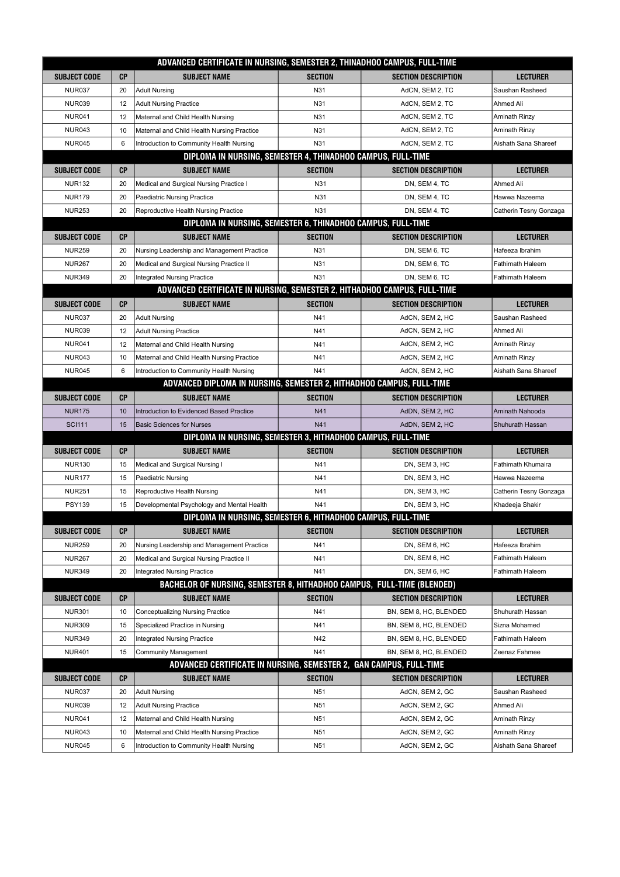## ADVANCED CERTIFICATE IN NURSING, SEMESTER 2, THINADHOO CAMPUS, FULL-TIME

| SUBJECT CODE | CP | SUBJECT NAME | SECTION | SECTION DESCRIPTION | LECTURER |
|---|---|---|---|---|---|
| NUR037 | 20 | Adult Nursing | N31 | AdCN, SEM 2, TC | Saushan Rasheed |
| NUR039 | 12 | Adult Nursing Practice | N31 | AdCN, SEM 2, TC | Ahmed Ali |
| NUR041 | 12 | Maternal and Child Health Nursing | N31 | AdCN, SEM 2, TC | Aminath Rinzy |
| NUR043 | 10 | Maternal and Child Health Nursing Practice | N31 | AdCN, SEM 2, TC | Aminath Rinzy |
| NUR045 | 6 | Introduction to Community Health Nursing | N31 | AdCN, SEM 2, TC | Aishath Sana Shareef |

## DIPLOMA IN NURSING, SEMESTER 4, THINADHOO CAMPUS, FULL-TIME

| SUBJECT CODE | CP | SUBJECT NAME | SECTION | SECTION DESCRIPTION | LECTURER |
|---|---|---|---|---|---|
| NUR132 | 20 | Medical and Surgical Nursing Practice I | N31 | DN, SEM 4, TC | Ahmed Ali |
| NUR179 | 20 | Paediatric Nursing Practice | N31 | DN, SEM 4, TC | Hawwa Nazeema |
| NUR253 | 20 | Reproductive Health Nursing Practice | N31 | DN, SEM 4, TC | Catherin Tesny Gonzaga |

## DIPLOMA IN NURSING, SEMESTER 6, THINADHOO CAMPUS, FULL-TIME

| SUBJECT CODE | CP | SUBJECT NAME | SECTION | SECTION DESCRIPTION | LECTURER |
|---|---|---|---|---|---|
| NUR259 | 20 | Nursing Leadership and Management Practice | N31 | DN, SEM 6, TC | Hafeeza Ibrahim |
| NUR267 | 20 | Medical and Surgical Nursing Practice II | N31 | DN, SEM 6, TC | Fathimath Haleem |
| NUR349 | 20 | Integrated Nursing Practice | N31 | DN, SEM 6, TC | Fathimath Haleem |

## ADVANCED CERTIFICATE IN NURSING, SEMESTER 2, HITHADHOO CAMPUS, FULL-TIME

| SUBJECT CODE | CP | SUBJECT NAME | SECTION | SECTION DESCRIPTION | LECTURER |
|---|---|---|---|---|---|
| NUR037 | 20 | Adult Nursing | N41 | AdCN, SEM 2, HC | Saushan Rasheed |
| NUR039 | 12 | Adult Nursing Practice | N41 | AdCN, SEM 2, HC | Ahmed Ali |
| NUR041 | 12 | Maternal and Child Health Nursing | N41 | AdCN, SEM 2, HC | Aminath Rinzy |
| NUR043 | 10 | Maternal and Child Health Nursing Practice | N41 | AdCN, SEM 2, HC | Aminath Rinzy |
| NUR045 | 6 | Introduction to Community Health Nursing | N41 | AdCN, SEM 2, HC | Aishath Sana Shareef |

## ADVANCED DIPLOMA IN NURSING, SEMESTER 2, HITHADHOO CAMPUS, FULL-TIME

| SUBJECT CODE | CP | SUBJECT NAME | SECTION | SECTION DESCRIPTION | LECTURER |
|---|---|---|---|---|---|
| NUR175 | 10 | Introduction to Evidenced Based Practice | N41 | AdDN, SEM 2, HC | Aminath Nahooda |
| SCI111 | 15 | Basic Sciences for Nurses | N41 | AdDN, SEM 2, HC | Shuhurath Hassan |

## DIPLOMA IN NURSING, SEMESTER 3, HITHADHOO CAMPUS, FULL-TIME

| SUBJECT CODE | CP | SUBJECT NAME | SECTION | SECTION DESCRIPTION | LECTURER |
|---|---|---|---|---|---|
| NUR130 | 15 | Medical and Surgical Nursing I | N41 | DN, SEM 3, HC | Fathimath Khumaira |
| NUR177 | 15 | Paediatric Nursing | N41 | DN, SEM 3, HC | Hawwa Nazeema |
| NUR251 | 15 | Reproductive Health Nursing | N41 | DN, SEM 3, HC | Catherin Tesny Gonzaga |
| PSY139 | 15 | Developmental Psychology and Mental Health | N41 | DN, SEM 3, HC | Khadeeja Shakir |

## DIPLOMA IN NURSING, SEMESTER 6, HITHADHOO CAMPUS, FULL-TIME

| SUBJECT CODE | CP | SUBJECT NAME | SECTION | SECTION DESCRIPTION | LECTURER |
|---|---|---|---|---|---|
| NUR259 | 20 | Nursing Leadership and Management Practice | N41 | DN, SEM 6, HC | Hafeeza Ibrahim |
| NUR267 | 20 | Medical and Surgical Nursing Practice II | N41 | DN, SEM 6, HC | Fathimath Haleem |
| NUR349 | 20 | Integrated Nursing Practice | N41 | DN, SEM 6, HC | Fathimath Haleem |

## BACHELOR OF NURSING, SEMESTER 8, HITHADHOO CAMPUS, FULL-TIME (BLENDED)

| SUBJECT CODE | CP | SUBJECT NAME | SECTION | SECTION DESCRIPTION | LECTURER |
|---|---|---|---|---|---|
| NUR301 | 10 | Conceptualizing Nursing Practice | N41 | BN, SEM 8, HC, BLENDED | Shuhurath Hassan |
| NUR309 | 15 | Specialized Practice in Nursing | N41 | BN, SEM 8, HC, BLENDED | Sizna Mohamed |
| NUR349 | 20 | Integrated Nursing Practice | N42 | BN, SEM 8, HC, BLENDED | Fathimath Haleem |
| NUR401 | 15 | Community Management | N41 | BN, SEM 8, HC, BLENDED | Zeenaz Fahmee |

## ADVANCED CERTIFICATE IN NURSING, SEMESTER 2, GAN CAMPUS, FULL-TIME

| SUBJECT CODE | CP | SUBJECT NAME | SECTION | SECTION DESCRIPTION | LECTURER |
|---|---|---|---|---|---|
| NUR037 | 20 | Adult Nursing | N51 | AdCN, SEM 2, GC | Saushan Rasheed |
| NUR039 | 12 | Adult Nursing Practice | N51 | AdCN, SEM 2, GC | Ahmed Ali |
| NUR041 | 12 | Maternal and Child Health Nursing | N51 | AdCN, SEM 2, GC | Aminath Rinzy |
| NUR043 | 10 | Maternal and Child Health Nursing Practice | N51 | AdCN, SEM 2, GC | Aminath Rinzy |
| NUR045 | 6 | Introduction to Community Health Nursing | N51 | AdCN, SEM 2, GC | Aishath Sana Shareef |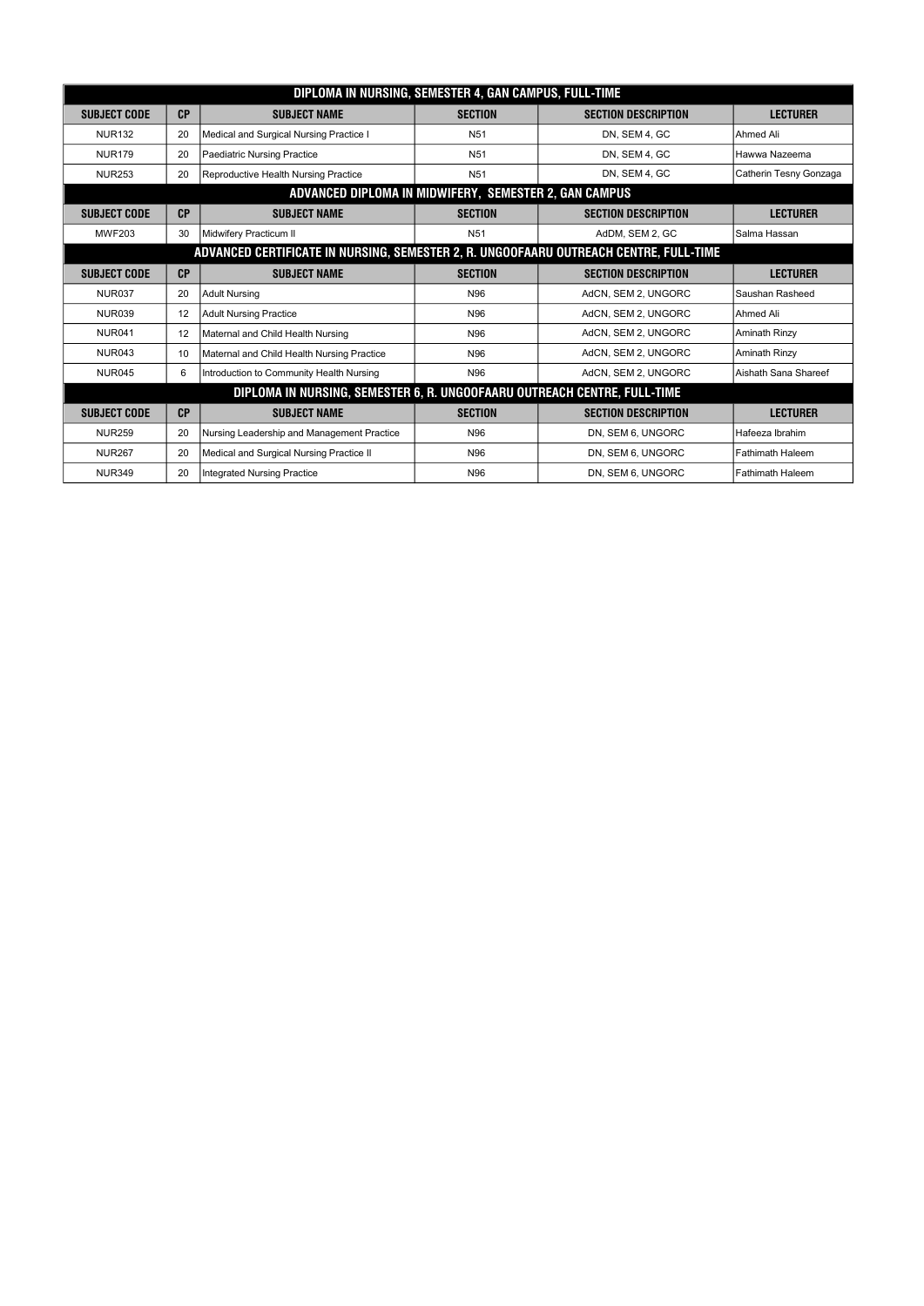| DIPLOMA IN NURSING, SEMESTER 4, GAN CAMPUS, FULL-TIME | | | | | |
|---|---|---|---|---|---|
| **SUBJECT CODE** | **CP** | **SUBJECT NAME** | **SECTION** | **SECTION DESCRIPTION** | **LECTURER** |
| NUR132 | 20 | Medical and Surgical Nursing Practice I | N51 | DN, SEM 4, GC | Ahmed Ali |
| NUR179 | 20 | Paediatric Nursing Practice | N51 | DN, SEM 4, GC | Hawwa Nazeema |
| NUR253 | 20 | Reproductive Health Nursing Practice | N51 | DN, SEM 4, GC | Catherin Tesny Gonzaga |

| ADVANCED DIPLOMA IN MIDWIFERY, SEMESTER 2, GAN CAMPUS | | | | | |
|---|---|---|---|---|---|
| **SUBJECT CODE** | **CP** | **SUBJECT NAME** | **SECTION** | **SECTION DESCRIPTION** | **LECTURER** |
| MWF203 | 30 | Midwifery Practicum II | N51 | AdDM, SEM 2, GC | Salma Hassan |

| ADVANCED CERTIFICATE IN NURSING, SEMESTER 2, R. UNGOOFAARU OUTREACH CENTRE, FULL-TIME | | | | | |
|---|---|---|---|---|---|
| **SUBJECT CODE** | **CP** | **SUBJECT NAME** | **SECTION** | **SECTION DESCRIPTION** | **LECTURER** |
| NUR037 | 20 | Adult Nursing | N96 | AdCN, SEM 2, UNGORC | Saushan Rasheed |
| NUR039 | 12 | Adult Nursing Practice | N96 | AdCN, SEM 2, UNGORC | Ahmed Ali |
| NUR041 | 12 | Maternal and Child Health Nursing | N96 | AdCN, SEM 2, UNGORC | Aminath Rinzy |
| NUR043 | 10 | Maternal and Child Health Nursing Practice | N96 | AdCN, SEM 2, UNGORC | Aminath Rinzy |
| NUR045 | 6 | Introduction to Community Health Nursing | N96 | AdCN, SEM 2, UNGORC | Aishath Sana Shareef |

| DIPLOMA IN NURSING, SEMESTER 6, R. UNGOOFAARU OUTREACH CENTRE, FULL-TIME | | | | | |
|---|---|---|---|---|---|
| **SUBJECT CODE** | **CP** | **SUBJECT NAME** | **SECTION** | **SECTION DESCRIPTION** | **LECTURER** |
| NUR259 | 20 | Nursing Leadership and Management Practice | N96 | DN, SEM 6, UNGORC | Hafeeza Ibrahim |
| NUR267 | 20 | Medical and Surgical Nursing Practice II | N96 | DN, SEM 6, UNGORC | Fathimath Haleem |
| NUR349 | 20 | Integrated Nursing Practice | N96 | DN, SEM 6, UNGORC | Fathimath Haleem |